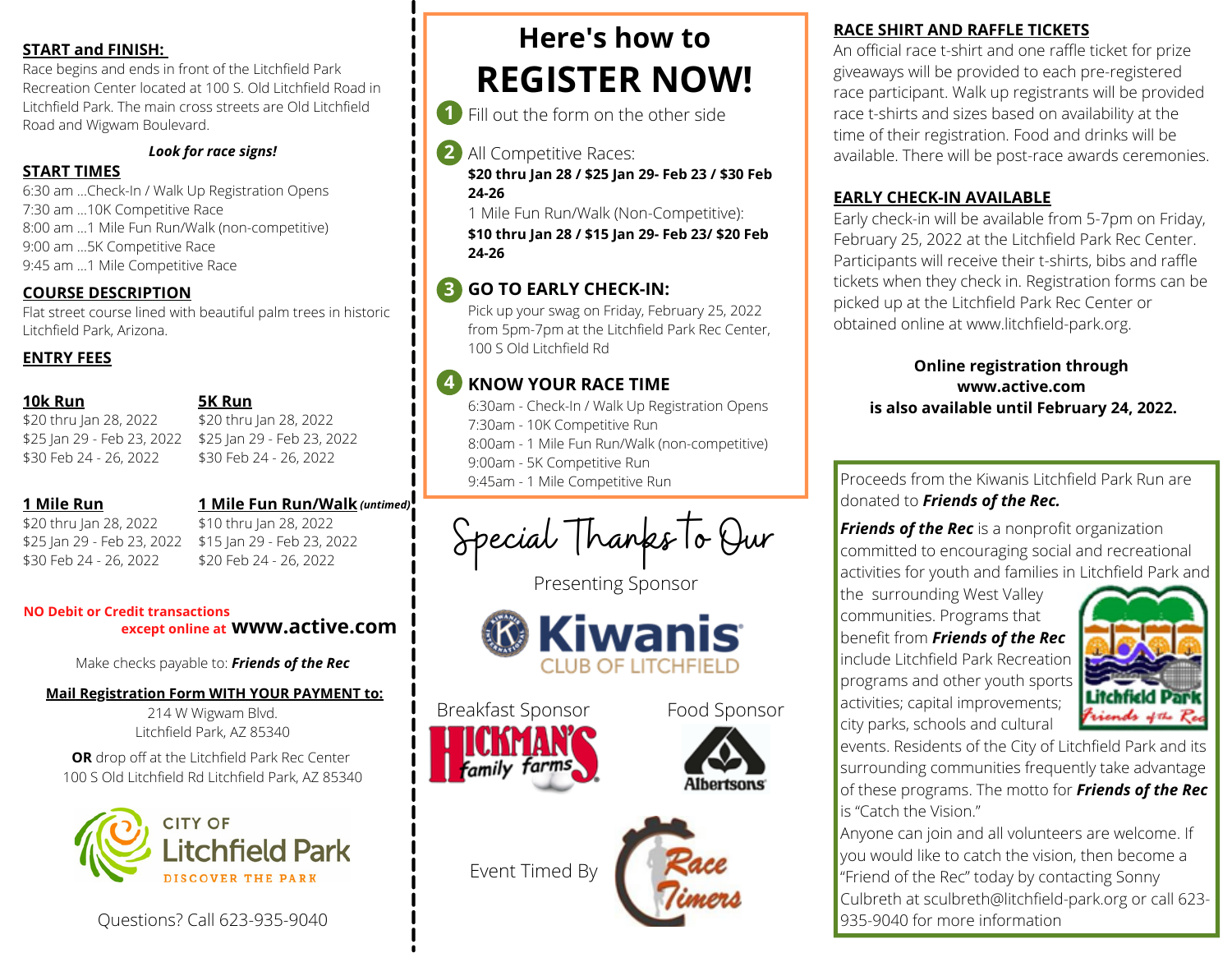## START and FINISH:

Race begins and ends in front of the Litchfield Park Recreation Center located at 100 S. Old Litchfield Road in Litchfield Park. The main cross streets are Old Litchfield Road and Wigwam Boulevard.

***Look for race signs!***

## START TIMES

6:30 am ...Check-In / Walk Up Registration Opens
7:30 am ...10K Competitive Race
8:00 am ...1 Mile Fun Run/Walk (non-competitive)
9:00 am ...5K Competitive Race
9:45 am ...1 Mile Competitive Race

## COURSE DESCRIPTION

Flat street course lined with beautiful palm trees in historic Litchfield Park, Arizona.

## ENTRY FEES

**10k Run**
$20 thru Jan 28, 2022
$25 Jan 29 - Feb 23, 2022
$30 Feb 24 - 26, 2022

**5K Run**
$20 thru Jan 28, 2022
$25 Jan 29 - Feb 23, 2022
$30 Feb 24 - 26, 2022

**1 Mile Run**
$20 thru Jan 28, 2022
$25 Jan 29 - Feb 23, 2022
$30 Feb 24 - 26, 2022

**1 Mile Fun Run/Walk** ***(untimed)***
$10 thru Jan 28, 2022
$15 Jan 29 - Feb 23, 2022
$20 Feb 24 - 26, 2022

**NO Debit or Credit transactions except online at www.active.com**

Make checks payable to: ***Friends of the Rec***

**Mail Registration Form WITH YOUR PAYMENT to:**
214 W Wigwam Blvd.
Litchfield Park, AZ 85340

**OR** drop off at the Litchfield Park Rec Center
100 S Old Litchfield Rd Litchfield Park, AZ 85340

CITY OF Litchfield Park
DISCOVER THE PARK

Questions? Call 623-935-9040

# Here's how to REGISTER NOW!

1. Fill out the form on the other side

2. All Competitive Races:
**$20 thru Jan 28 / $25 Jan 29- Feb 23 / $30 Feb 24-26**
1 Mile Fun Run/Walk (Non-Competitive):
**$10 thru Jan 28 / $15 Jan 29- Feb 23/ $20 Feb 24-26**

3. **GO TO EARLY CHECK-IN:**
Pick up your swag on Friday, February 25, 2022 from 5pm-7pm at the Litchfield Park Rec Center, 100 S Old Litchfield Rd

4. **KNOW YOUR RACE TIME**
6:30am - Check-In / Walk Up Registration Opens
7:30am - 10K Competitive Run
8:00am - 1 Mile Fun Run/Walk (non-competitive)
9:00am - 5K Competitive Run
9:45am - 1 Mile Competitive Run

## Special Thanks To Our

Presenting Sponsor
Kiwanis CLUB OF LITCHFIELD

Breakfast Sponsor
Hickman's family farms

Food Sponsor
Albertsons

Event Timed By
Race Timers

## RACE SHIRT AND RAFFLE TICKETS

An official race t-shirt and one raffle ticket for prize giveaways will be provided to each pre-registered race participant. Walk up registrants will be provided race t-shirts and sizes based on availability at the time of their registration. Food and drinks will be available. There will be post-race awards ceremonies.

## EARLY CHECK-IN AVAILABLE

Early check-in will be available from 5-7pm on Friday, February 25, 2022 at the Litchfield Park Rec Center. Participants will receive their t-shirts, bibs and raffle tickets when they check in. Registration forms can be picked up at the Litchfield Park Rec Center or obtained online at www.litchfield-park.org.

**Online registration through www.active.com is also available until February 24, 2022.**

Proceeds from the Kiwanis Litchfield Park Run are donated to ***Friends of the Rec.***

***Friends of the Rec*** is a nonprofit organization committed to encouraging social and recreational activities for youth and families in Litchfield Park and the surrounding West Valley communities. Programs that benefit from ***Friends of the Rec*** include Litchfield Park Recreation programs and other youth sports activities; capital improvements; city parks, schools and cultural events. Residents of the City of Litchfield Park and its surrounding communities frequently take advantage of these programs. The motto for ***Friends of the Rec*** is "Catch the Vision."

Litchfield Park Friends of the Rec

Anyone can join and all volunteers are welcome. If you would like to catch the vision, then become a "Friend of the Rec" today by contacting Sonny Culbreth at sculbreth@litchfield-park.org or call 623-935-9040 for more information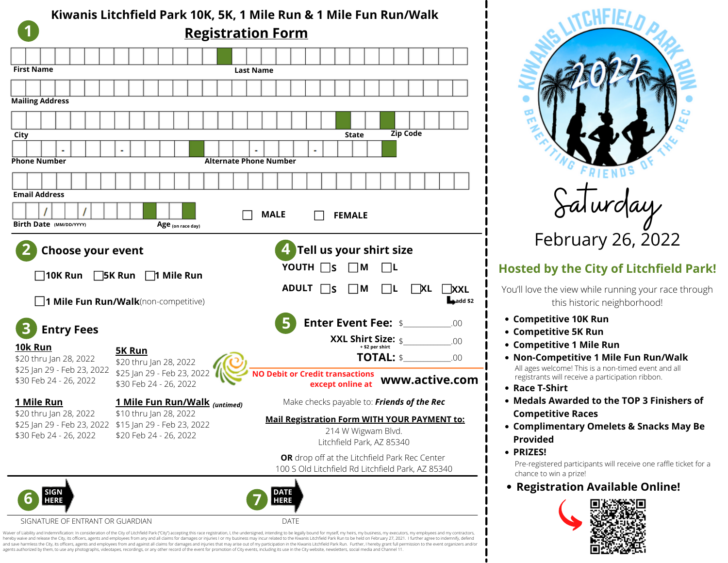# Kiwanis Litchfield Park 10K, 5K, 1 Mile Run & 1 Mile Fun Run/Walk

## Registration Form

**1**

First Name

Last Name

Mailing Address

City

State

Zip Code

Phone Number - -

Alternate Phone Number - -

Email Address

Birth Date (MM/DD/YYYY) / /

Age (on race day)

☐ MALE ☐ FEMALE

## 2 Choose your event

☐ 10K Run ☐ 5K Run ☐ 1 Mile Run

☐ 1 Mile Fun Run/Walk (non-competitive)

## 3 Entry Fees

**10k Run**
$20 thru Jan 28, 2022
$25 Jan 29 - Feb 23, 2022
$30 Feb 24 - 26, 2022

**5K Run**
$20 thru Jan 28, 2022
$25 Jan 29 - Feb 23, 2022
$30 Feb 24 - 26, 2022

**1 Mile Run**
$20 thru Jan 28, 2022
$25 Jan 29 - Feb 23, 2022
$30 Feb 24 - 26, 2022

**1 Mile Fun Run/Walk** *(untimed)*
$10 thru Jan 28, 2022
$15 Jan 29 - Feb 23, 2022
$20 Feb 24 - 26, 2022

## 4 Tell us your shirt size

YOUTH ☐ S ☐ M ☐ L

ADULT ☐ S ☐ M ☐ L ☐ XL ☐ XXL (add $2)

## 5 Enter Event Fee: $__________.00

XXL Shirt Size: $__________.00
+ $2 per shirt

TOTAL: $__________.00

NO Debit or Credit transactions except online at **www.active.com**

Make checks payable to: ***Friends of the Rec***

**Mail Registration Form WITH YOUR PAYMENT to:**
214 W Wigwam Blvd.
Litchfield Park, AZ 85340

**OR** drop off at the Litchfield Park Rec Center
100 S Old Litchfield Rd Litchfield Park, AZ 85340

**6** SIGN HERE

SIGNATURE OF ENTRANT OR GUARDIAN

**7** DATE HERE

DATE

Waiver of Liability and Indemnification: In consideration of the City of Litchfield Park ("City") accepting this race registration, I, the undersigned, intending to be legally bound for myself, my heirs, my business, my executors, my employees and my contractors, hereby waive and release the City, its officers, agents and employees from any and all claims for damages or injuries I or my business may incur related to the Kiwanis Litchfield Park Run to be held on February 27, 2021. I further agree to indemnify, defend and save harmless the City, its officers, agents and employees from and against all claims for damages and injuries that may arise out of my participation in the Kiwanis Litchfield Park Run. Further, I hereby grant full permission to the event organizers and/or agents authorized by them, to use any photographs, videotapes, recordings, or any other record of the event for promotion of City events, including its use in the City website, newsletters, social media and Channel 11.

KIWANIS LITCHFIELD PARK RUN 2022
BENEFITING FRIENDS OF THE REC

# Saturday

# February 26, 2022

## Hosted by the City of Litchfield Park!

You'll love the view while running your race through this historic neighborhood!

- **Competitive 10K Run**
- **Competitive 5K Run**
- **Competitive 1 Mile Run**
- **Non-Competitive 1 Mile Fun Run/Walk**
  All ages welcome! This is a non-timed event and all registrants will receive a participation ribbon.
- **Race T-Shirt**
- **Medals Awarded to the TOP 3 Finishers of Competitive Races**
- **Complimentary Omelets & Snacks May Be Provided**
- **PRIZES!**
  Pre-registered participants will receive one raffle ticket for a chance to win a prize!
- **Registration Available Online!**